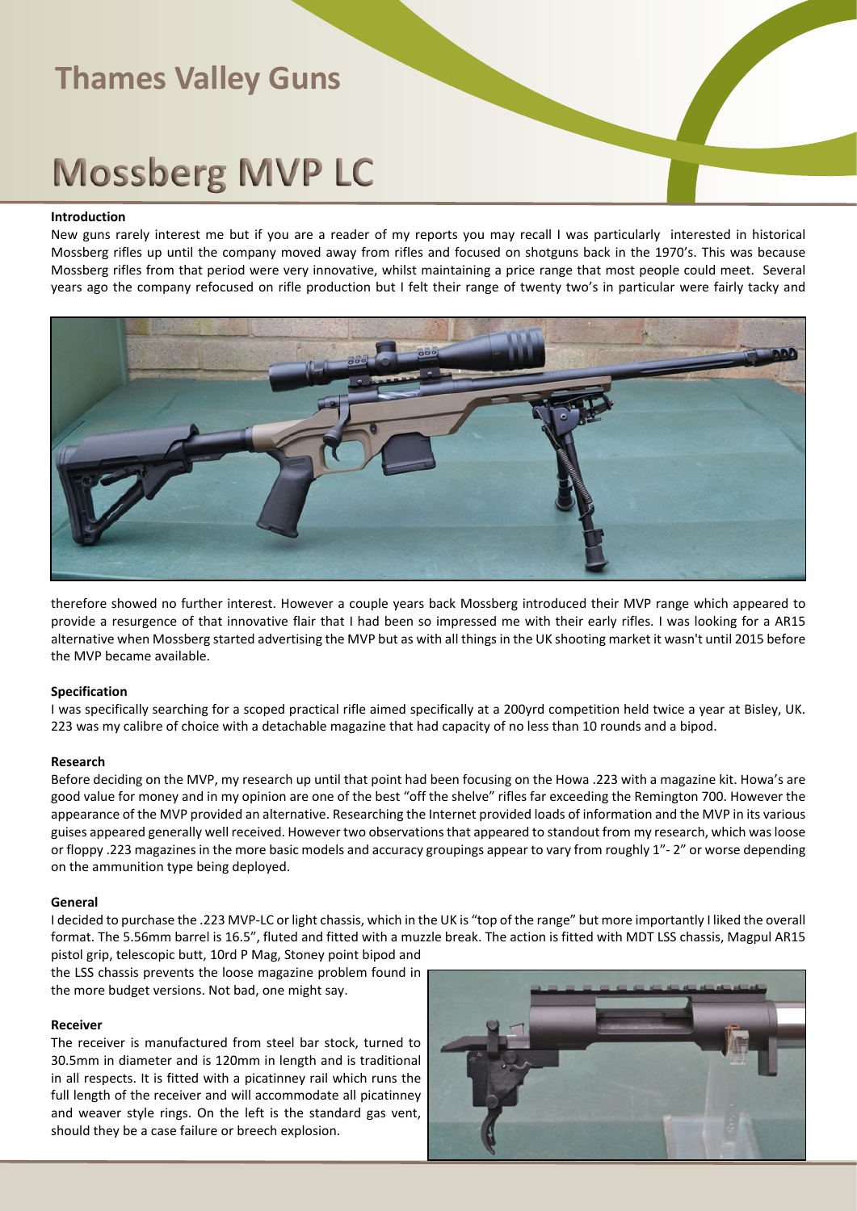# Thames Valley Guns

# Mossberg MVP LC

### Introduction

New guns rarely interest me but if you are a reader of my reports you may recall I was particularly interested in historical Mossberg rifles up until the company moved away from rifles and focused on shotguns back in the 1970's. This was because Mossberg rifles from that period were very innovative, whilst maintaining a price range that most people could meet. Several years ago the company refocused on rifle production but I felt their range of twenty two's in particular were fairly tacky and therefore showed no further interest. However a couple years back Mossberg introduced their MVP range which appeared to provide a resurgence of that innovative flair that I had been so impressed me with their early rifles. I was looking for a AR15 alternative when Mossberg started advertising the MVP but as with all things in the UK shooting market it wasn't until 2015 before the MVP became available.

### Specification

I was specifically searching for a scoped practical rifle aimed specifically at a 200yrd competition held twice a year at Bisley, UK. 223 was my calibre of choice with a detachable magazine that had capacity of no less than 10 rounds and a bipod.

### Research

Before deciding on the MVP, my research up until that point had been focusing on the Howa .223 with a magazine kit. Howa's are good value for money and in my opinion are one of the best "off the shelve" rifles far exceeding the Remington 700. However the appearance of the MVP provided an alternative. Researching the Internet provided loads of information and the MVP in its various guises appeared generally well received. However two observations that appeared to standout from my research, which was loose or floppy .223 magazines in the more basic models and accuracy groupings appear to vary from roughly 1"- 2" or worse depending on the ammunition type being deployed.

### General

I decided to purchase the .223 MVP-LC or light chassis, which in the UK is "top of the range" but more importantly I liked the overall format. The 5.56mm barrel is 16.5", fluted and fitted with a muzzle break. The action is fitted with MDT LSS chassis, Magpul AR15 pistol grip, telescopic butt, 10rd P Mag, Stoney point bipod and the LSS chassis prevents the loose magazine problem found in the more budget versions. Not bad, one might say.

### Receiver

The receiver is manufactured from steel bar stock, turned to 30.5mm in diameter and is 120mm in length and is traditional in all respects. It is fitted with a picatinney rail which runs the full length of the receiver and will accommodate all picatinney and weaver style rings. On the left is the standard gas vent, should they be a case failure or breech explosion.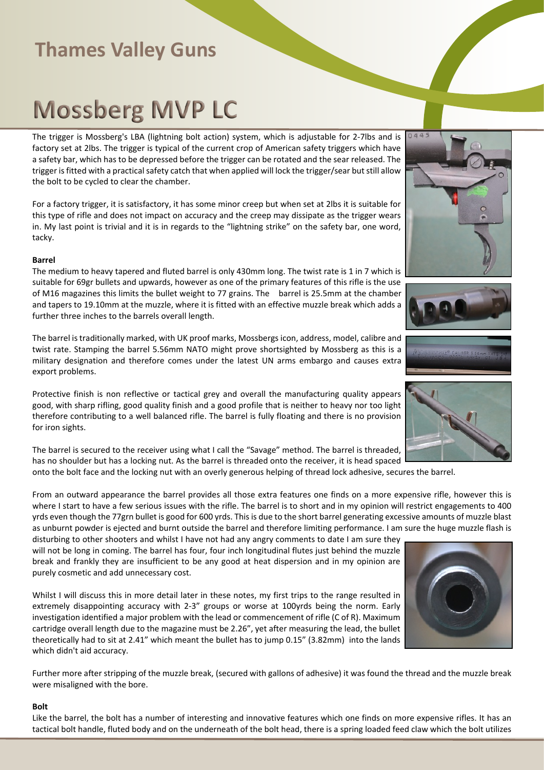# Mossberg MVP LC

The trigger is Mossberg's LBA (lightning bolt action) system, which is adjustable for 2-7lbs and is factory set at 2lbs. The trigger is typical of the current crop of American safety triggers which have a safety bar, which has to be depressed before the trigger can be rotated and the sear released. The trigger is fitted with a practical safety catch that when applied will lock the trigger/sear but still allow the bolt to be cycled to clear the chamber.

For a factory trigger, it is satisfactory, it has some minor creep but when set at 2lbs it is suitable for this type of rifle and does not impact on accuracy and the creep may dissipate as the trigger wears in. My last point is trivial and it is in regards to the "lightning strike" on the safety bar, one word, tacky.

**Barrel**

The medium to heavy tapered and fluted barrel is only 430mm long. The twist rate is 1 in 7 which is suitable for 69gr bullets and upwards, however as one of the primary features of this rifle is the use of M16 magazines this limits the bullet weight to 77 grains. The barrel is 25.5mm at the chamber and tapers to 19.10mm at the muzzle, where it is fitted with an effective muzzle break which adds a further three inches to the barrels overall length.

The barrel is traditionally marked, with UK proof marks, Mossbergs icon, address, model, calibre and twist rate. Stamping the barrel 5.56mm NATO might prove shortsighted by Mossberg as this is a military designation and therefore comes under the latest UN arms embargo and causes extra export problems.

Protective finish is non reflective or tactical grey and overall the manufacturing quality appears good, with sharp rifling, good quality finish and a good profile that is neither to heavy nor too light therefore contributing to a well balanced rifle. The barrel is fully floating and there is no provision for iron sights.

The barrel is secured to the receiver using what I call the "Savage" method. The barrel is threaded, has no shoulder but has a locking nut. As the barrel is threaded onto the receiver, it is head spaced onto the bolt face and the locking nut with an overly generous helping of thread lock adhesive, secures the barrel.

From an outward appearance the barrel provides all those extra features one finds on a more expensive rifle, however this is where I start to have a few serious issues with the rifle. The barrel is to short and in my opinion will restrict engagements to 400 yrds even though the 77grn bullet is good for 600 yrds. This is due to the short barrel generating excessive amounts of muzzle blast as unburnt powder is ejected and burnt outside the barrel and therefore limiting performance. I am sure the huge muzzle flash is disturbing to other shooters and whilst I have not had any angry comments to date I am sure they will not be long in coming. The barrel has four, four inch longitudinal flutes just behind the muzzle break and frankly they are insufficient to be any good at heat dispersion and in my opinion are purely cosmetic and add unnecessary cost.

Whilst I will discuss this in more detail later in these notes, my first trips to the range resulted in extremely disappointing accuracy with 2-3" groups or worse at 100yrds being the norm. Early investigation identified a major problem with the lead or commencement of rifle (C of R). Maximum cartridge overall length due to the magazine must be 2.26", yet after measuring the lead, the bullet theoretically had to sit at 2.41" which meant the bullet has to jump 0.15" (3.82mm) into the lands which didn't aid accuracy.

Further more after stripping of the muzzle break, (secured with gallons of adhesive) it was found the thread and the muzzle break were misaligned with the bore.

**Bolt**

Like the barrel, the bolt has a number of interesting and innovative features which one finds on more expensive rifles. It has an tactical bolt handle, fluted body and on the underneath of the bolt head, there is a spring loaded feed claw which the bolt utilizes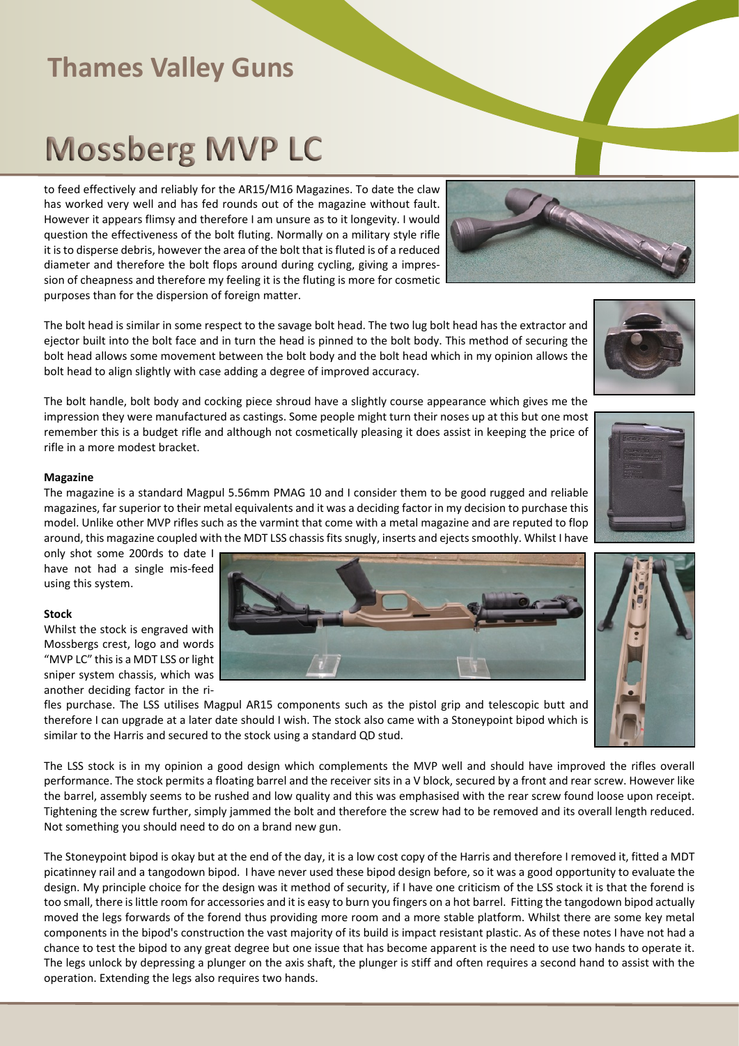to feed effectively and reliably for the AR15/M16 Magazines. To date the claw has worked very well and has fed rounds out of the magazine without fault. However it appears flimsy and therefore I am unsure as to it longevity. I would question the effectiveness of the bolt fluting. Normally on a military style rifle it is to disperse debris, however the area of the bolt that is fluted is of a reduced diameter and therefore the bolt flops around during cycling, giving a impression of cheapness and therefore my feeling it is the fluting is more for cosmetic purposes than for the dispersion of foreign matter.

The bolt head is similar in some respect to the savage bolt head. The two lug bolt head has the extractor and ejector built into the bolt face and in turn the head is pinned to the bolt body. This method of securing the bolt head allows some movement between the bolt body and the bolt head which in my opinion allows the bolt head to align slightly with case adding a degree of improved accuracy.

The bolt handle, bolt body and cocking piece shroud have a slightly course appearance which gives me the impression they were manufactured as castings. Some people might turn their noses up at this but one most remember this is a budget rifle and although not cosmetically pleasing it does assist in keeping the price of rifle in a more modest bracket.

**Magazine**

The magazine is a standard Magpul 5.56mm PMAG 10 and I consider them to be good rugged and reliable magazines, far superior to their metal equivalents and it was a deciding factor in my decision to purchase this model. Unlike other MVP rifles such as the varmint that come with a metal magazine and are reputed to flop around, this magazine coupled with the MDT LSS chassis fits snugly, inserts and ejects smoothly. Whilst I have only shot some 200rds to date I have not had a single mis-feed using this system.

**Stock**

Whilst the stock is engraved with Mossbergs crest, logo and words "MVP LC" this is a MDT LSS or light sniper system chassis, which was another deciding factor in the rifles purchase. The LSS utilises Magpul AR15 components such as the pistol grip and telescopic butt and therefore I can upgrade at a later date should I wish. The stock also came with a Stoneypoint bipod which is similar to the Harris and secured to the stock using a standard QD stud.

The LSS stock is in my opinion a good design which complements the MVP well and should have improved the rifles overall performance. The stock permits a floating barrel and the receiver sits in a V block, secured by a front and rear screw. However like the barrel, assembly seems to be rushed and low quality and this was emphasised with the rear screw found loose upon receipt. Tightening the screw further, simply jammed the bolt and therefore the screw had to be removed and its overall length reduced. Not something you should need to do on a brand new gun.

The Stoneypoint bipod is okay but at the end of the day, it is a low cost copy of the Harris and therefore I removed it, fitted a MDT picatinney rail and a tangodown bipod. I have never used these bipod design before, so it was a good opportunity to evaluate the design. My principle choice for the design was it method of security, if I have one criticism of the LSS stock it is that the forend is too small, there is little room for accessories and it is easy to burn you fingers on a hot barrel. Fitting the tangodown bipod actually moved the legs forwards of the forend thus providing more room and a more stable platform. Whilst there are some key metal components in the bipod's construction the vast majority of its build is impact resistant plastic. As of these notes I have not had a chance to test the bipod to any great degree but one issue that has become apparent is the need to use two hands to operate it. The legs unlock by depressing a plunger on the axis shaft, the plunger is stiff and often requires a second hand to assist with the operation. Extending the legs also requires two hands.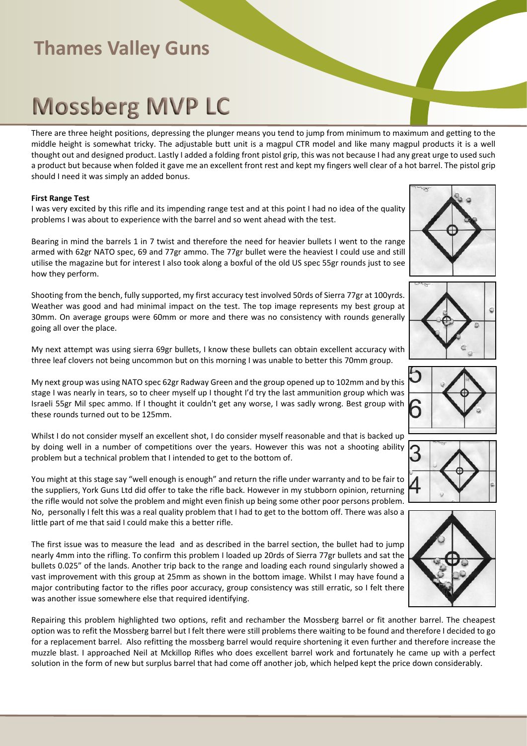# Mossberg MVP LC

There are three height positions, depressing the plunger means you tend to jump from minimum to maximum and getting to the middle height is somewhat tricky. The adjustable butt unit is a magpul CTR model and like many magpul products it is a well thought out and designed product. Lastly I added a folding front pistol grip, this was not because I had any great urge to used such a product but because when folded it gave me an excellent front rest and kept my fingers well clear of a hot barrel. The pistol grip should I need it was simply an added bonus.

**First Range Test**

I was very excited by this rifle and its impending range test and at this point I had no idea of the quality problems I was about to experience with the barrel and so went ahead with the test.

Bearing in mind the barrels 1 in 7 twist and therefore the need for heavier bullets I went to the range armed with 62gr NATO spec, 69 and 77gr ammo. The 77gr bullet were the heaviest I could use and still utilise the magazine but for interest I also took along a boxful of the old US spec 55gr rounds just to see how they perform.

Shooting from the bench, fully supported, my first accuracy test involved 50rds of Sierra 77gr at 100yrds. Weather was good and had minimal impact on the test. The top image represents my best group at 30mm. On average groups were 60mm or more and there was no consistency with rounds generally going all over the place.

My next attempt was using sierra 69gr bullets, I know these bullets can obtain excellent accuracy with three leaf clovers not being uncommon but on this morning I was unable to better this 70mm group.

My next group was using NATO spec 62gr Radway Green and the group opened up to 102mm and by this stage I was nearly in tears, so to cheer myself up I thought I'd try the last ammunition group which was Israeli 55gr Mil spec ammo. If I thought it couldn't get any worse, I was sadly wrong. Best group with these rounds turned out to be 125mm.

Whilst I do not consider myself an excellent shot, I do consider myself reasonable and that is backed up by doing well in a number of competitions over the years. However this was not a shooting ability problem but a technical problem that I intended to get to the bottom of.

You might at this stage say "well enough is enough" and return the rifle under warranty and to be fair to the suppliers, York Guns Ltd did offer to take the rifle back. However in my stubborn opinion, returning the rifle would not solve the problem and might even finish up being some other poor persons problem. No, personally I felt this was a real quality problem that I had to get to the bottom off. There was also a little part of me that said I could make this a better rifle.

The first issue was to measure the lead and as described in the barrel section, the bullet had to jump nearly 4mm into the rifling. To confirm this problem I loaded up 20rds of Sierra 77gr bullets and sat the bullets 0.025" of the lands. Another trip back to the range and loading each round singularly showed a vast improvement with this group at 25mm as shown in the bottom image. Whilst I may have found a major contributing factor to the rifles poor accuracy, group consistency was still erratic, so I felt there was another issue somewhere else that required identifying.

Repairing this problem highlighted two options, refit and rechamber the Mossberg barrel or fit another barrel. The cheapest option was to refit the Mossberg barrel but I felt there were still problems there waiting to be found and therefore I decided to go for a replacement barrel. Also refitting the mossberg barrel would require shortening it even further and therefore increase the muzzle blast. I approached Neil at Mckillop Rifles who does excellent barrel work and fortunately he came up with a perfect solution in the form of new but surplus barrel that had come off another job, which helped kept the price down considerably.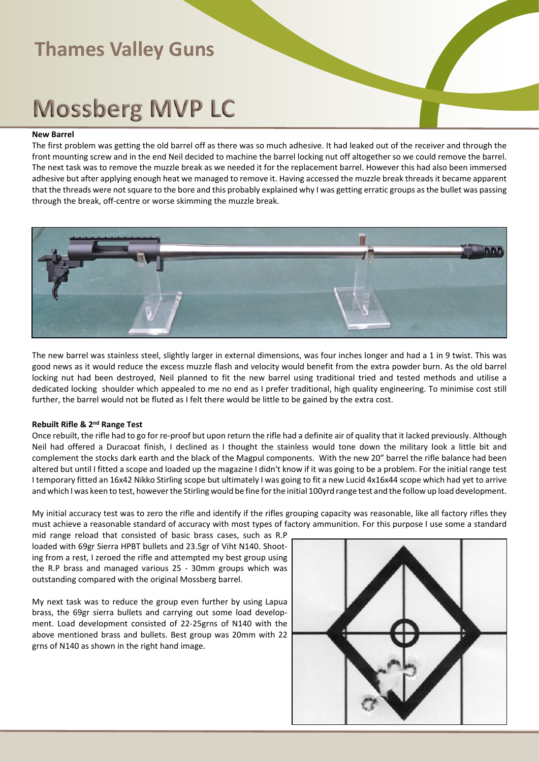# Mossberg MVP LC

**New Barrel**

The first problem was getting the old barrel off as there was so much adhesive. It had leaked out of the receiver and through the front mounting screw and in the end Neil decided to machine the barrel locking nut off altogether so we could remove the barrel. The next task was to remove the muzzle break as we needed it for the replacement barrel. However this had also been immersed adhesive but after applying enough heat we managed to remove it. Having accessed the muzzle break threads it became apparent that the threads were not square to the bore and this probably explained why I was getting erratic groups as the bullet was passing through the break, off-centre or worse skimming the muzzle break.

The new barrel was stainless steel, slightly larger in external dimensions, was four inches longer and had a 1 in 9 twist. This was good news as it would reduce the excess muzzle flash and velocity would benefit from the extra powder burn. As the old barrel locking nut had been destroyed, Neil planned to fit the new barrel using traditional tried and tested methods and utilise a dedicated locking shoulder which appealed to me no end as I prefer traditional, high quality engineering. To minimise cost still further, the barrel would not be fluted as I felt there would be little to be gained by the extra cost.

**Rebuilt Rifle & 2nd Range Test**

Once rebuilt, the rifle had to go for re-proof but upon return the rifle had a definite air of quality that it lacked previously. Although Neil had offered a Duracoat finish, I declined as I thought the stainless would tone down the military look a little bit and complement the stocks dark earth and the black of the Magpul components. With the new 20" barrel the rifle balance had been altered but until I fitted a scope and loaded up the magazine I didn't know if it was going to be a problem. For the initial range test I temporary fitted an 16x42 Nikko Stirling scope but ultimately I was going to fit a new Lucid 4x16x44 scope which had yet to arrive and which I was keen to test, however the Stirling would be fine for the initial 100yrd range test and the follow up load development.

My initial accuracy test was to zero the rifle and identify if the rifles grouping capacity was reasonable, like all factory rifles they must achieve a reasonable standard of accuracy with most types of factory ammunition. For this purpose I use some a standard mid range reload that consisted of basic brass cases, such as R.P loaded with 69gr Sierra HPBT bullets and 23.5gr of Viht N140. Shooting from a rest, I zeroed the rifle and attempted my best group using the R.P brass and managed various 25 - 30mm groups which was outstanding compared with the original Mossberg barrel.

My next task was to reduce the group even further by using Lapua brass, the 69gr sierra bullets and carrying out some load development. Load development consisted of 22-25grns of N140 with the above mentioned brass and bullets. Best group was 20mm with 22 grns of N140 as shown in the right hand image.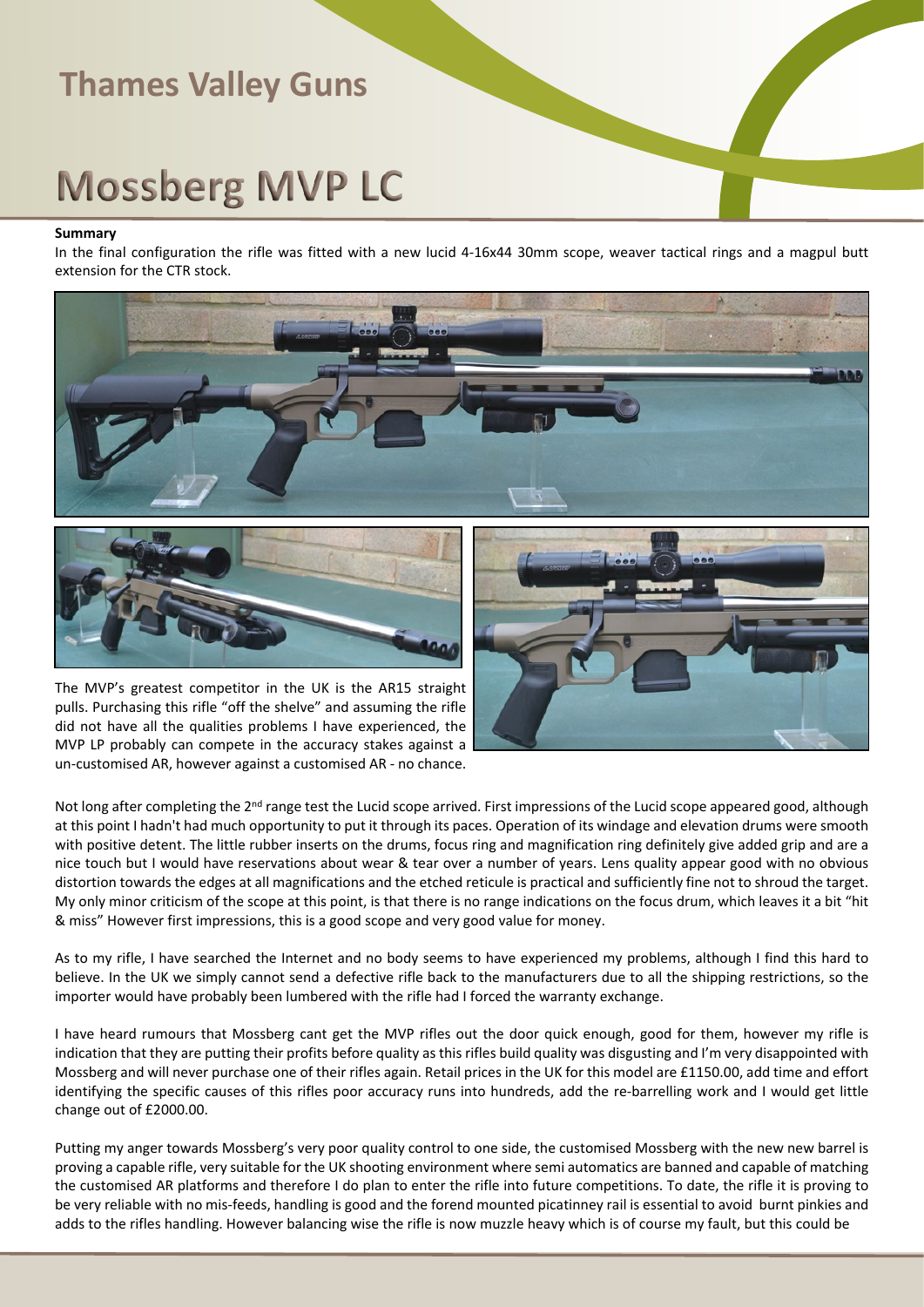# Mossberg MVP LC

**Summary**

In the final configuration the rifle was fitted with a new lucid 4-16x44 30mm scope, weaver tactical rings and a magpul butt extension for the CTR stock.

The MVP's greatest competitor in the UK is the AR15 straight pulls. Purchasing this rifle "off the shelve" and assuming the rifle did not have all the qualities problems I have experienced, the MVP LP probably can compete in the accuracy stakes against a un-customised AR, however against a customised AR - no chance.

Not long after completing the 2nd range test the Lucid scope arrived. First impressions of the Lucid scope appeared good, although at this point I hadn't had much opportunity to put it through its paces. Operation of its windage and elevation drums were smooth with positive detent. The little rubber inserts on the drums, focus ring and magnification ring definitely give added grip and are a nice touch but I would have reservations about wear & tear over a number of years. Lens quality appear good with no obvious distortion towards the edges at all magnifications and the etched reticule is practical and sufficiently fine not to shroud the target. My only minor criticism of the scope at this point, is that there is no range indications on the focus drum, which leaves it a bit "hit & miss" However first impressions, this is a good scope and very good value for money.

As to my rifle, I have searched the Internet and no body seems to have experienced my problems, although I find this hard to believe. In the UK we simply cannot send a defective rifle back to the manufacturers due to all the shipping restrictions, so the importer would have probably been lumbered with the rifle had I forced the warranty exchange.

I have heard rumours that Mossberg cant get the MVP rifles out the door quick enough, good for them, however my rifle is indication that they are putting their profits before quality as this rifles build quality was disgusting and I'm very disappointed with Mossberg and will never purchase one of their rifles again. Retail prices in the UK for this model are £1150.00, add time and effort identifying the specific causes of this rifles poor accuracy runs into hundreds, add the re-barrelling work and I would get little change out of £2000.00.

Putting my anger towards Mossberg's very poor quality control to one side, the customised Mossberg with the new new barrel is proving a capable rifle, very suitable for the UK shooting environment where semi automatics are banned and capable of matching the customised AR platforms and therefore I do plan to enter the rifle into future competitions. To date, the rifle it is proving to be very reliable with no mis-feeds, handling is good and the forend mounted picatinney rail is essential to avoid burnt pinkies and adds to the rifles handling. However balancing wise the rifle is now muzzle heavy which is of course my fault, but this could be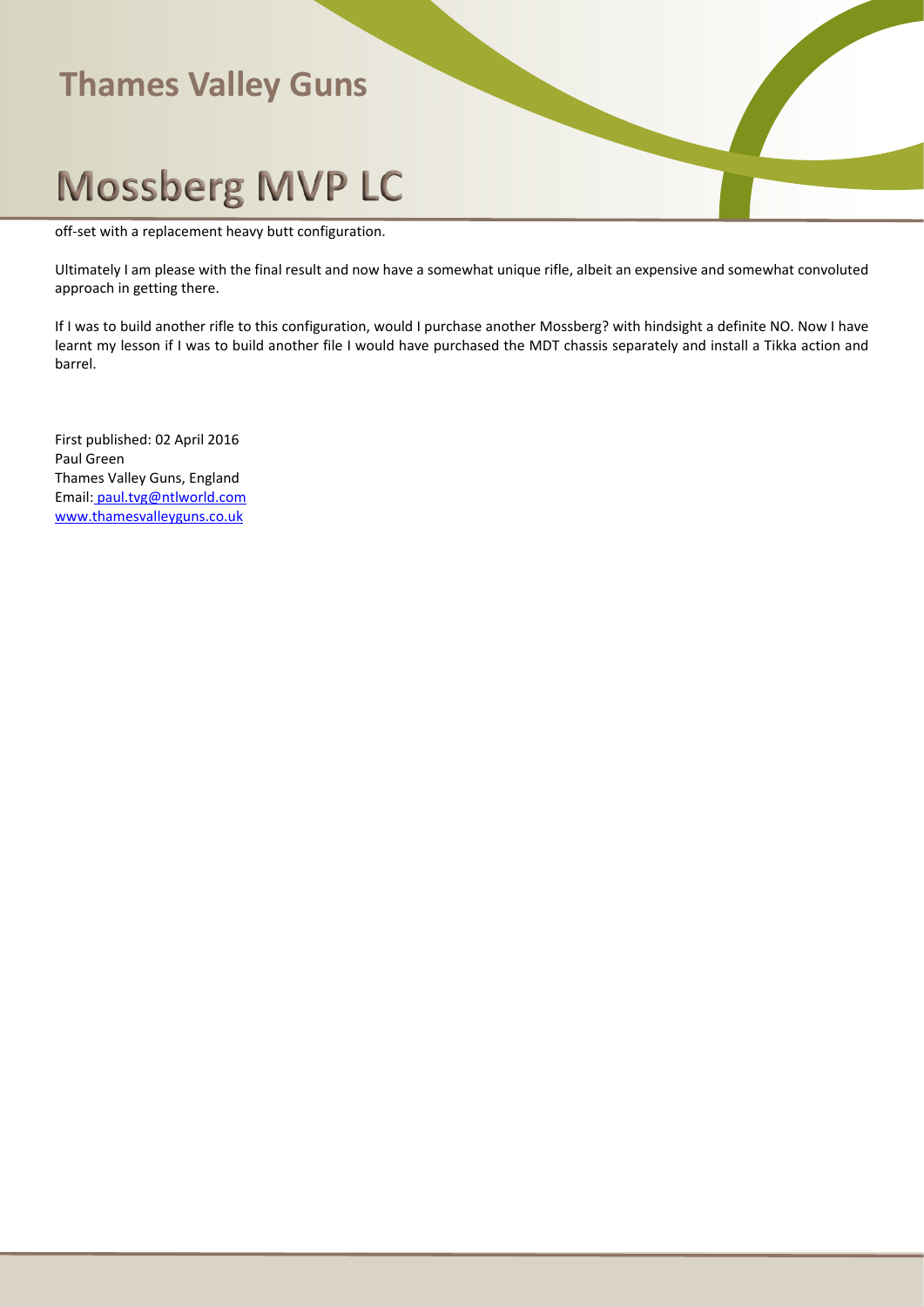off-set with a replacement heavy butt configuration.

Ultimately I am please with the final result and now have a somewhat unique rifle, albeit an expensive and somewhat convoluted approach in getting there.

If I was to build another rifle to this configuration, would I purchase another Mossberg? with hindsight a definite NO. Now I have learnt my lesson if I was to build another file I would have purchased the MDT chassis separately and install a Tikka action and barrel.

First published: 02 April 2016
Paul Green
Thames Valley Guns, England
Email: paul.tvg@ntlworld.com
www.thamesvalleyguns.co.uk